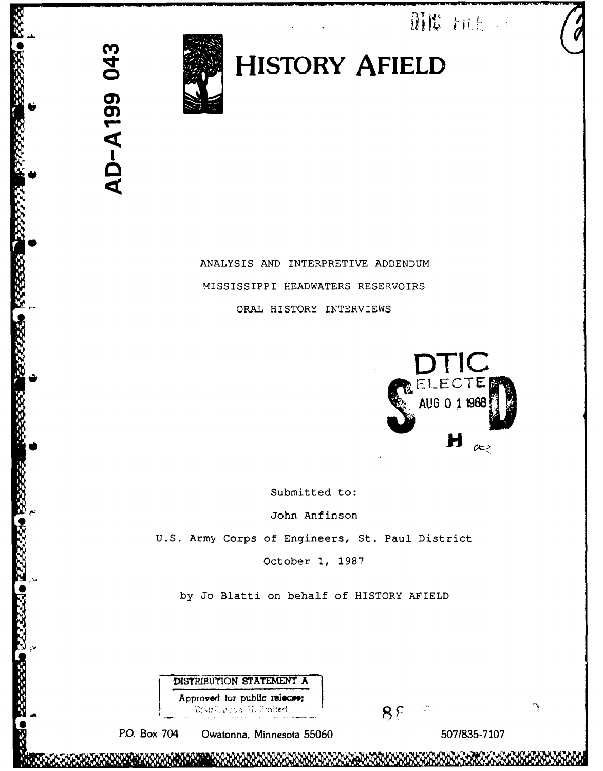AD-A199 043

# HISTORY AFIELD

ANALYSIS AND INTERPRETIVE ADDENDUM

MISSISSIPPI HEADWATERS RESERVOIRS

ORAL HISTORY INTERVIEWS

DTIC ELECTE AUG 0 1 1988

Submitted to:

John Anfinson

U.S. Army Corps of Engineers, St. Paul District

October 1, 1987

by Jo Blatti on behalf of HISTORY AFIELD

DISTRIBUTION STATEMENT A
Approved for public release;
Distribution Unlimited

P.O. Box 704 Owatonna, Minnesota 55060 507/835-7107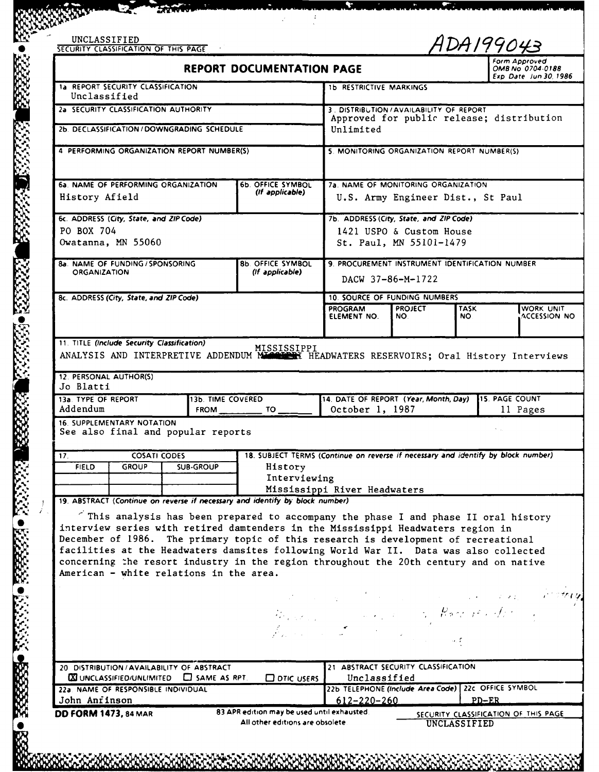UNCLASSIFIED
SECURITY CLASSIFICATION OF THIS PAGE

ADA199043

# REPORT DOCUMENTATION PAGE

Form Approved
OMB No 0704-0188
Exp Date Jun 30, 1986

| | |
|---|---|
| 1a REPORT SECURITY CLASSIFICATION<br>Unclassified | 1b RESTRICTIVE MARKINGS |
| 2a SECURITY CLASSIFICATION AUTHORITY | 3. DISTRIBUTION/AVAILABILITY OF REPORT<br>Approved for public release; distribution Unlimited |
| 2b DECLASSIFICATION/DOWNGRADING SCHEDULE | |
| 4 PERFORMING ORGANIZATION REPORT NUMBER(S) | 5. MONITORING ORGANIZATION REPORT NUMBER(S) |
| 6a. NAME OF PERFORMING ORGANIZATION<br>History Afield | 6b. OFFICE SYMBOL (If applicable) |
| 7a. NAME OF MONITORING ORGANIZATION<br>U.S. Army Engineer Dist., St Paul | |
| 6c. ADDRESS (City, State, and ZIP Code)<br>PO BOX 704<br>Owatanna, MN 55060 | 7b. ADDRESS (City, State, and ZIP Code)<br>1421 USPO & Custom House<br>St. Paul, MN 55101-1479 |
| 8a. NAME OF FUNDING/SPONSORING ORGANIZATION | 8b. OFFICE SYMBOL (If applicable) |
| 9. PROCUREMENT INSTRUMENT IDENTIFICATION NUMBER<br>DACW 37-86-M-1722 | |
| 8c. ADDRESS (City, State, and ZIP Code) | 10. SOURCE OF FUNDING NUMBERS<br>PROGRAM ELEMENT NO. / PROJECT NO. / TASK NO / WORK UNIT ACCESSION NO |

11. TITLE (Include Security Classification)
ANALYSIS AND INTERPRETIVE ADDENDUM MISSISSIPPI HEADWATERS RESERVOIRS; Oral History Interviews

12. PERSONAL AUTHOR(S)
Jo Blatti

| 13a. TYPE OF REPORT | 13b. TIME COVERED | 14. DATE OF REPORT (Year, Month, Day) | 15. PAGE COUNT |
|---|---|---|---|
| Addendum | FROM ____ TO ____ | October 1, 1987 | 11 Pages |

16. SUPPLEMENTARY NOTATION
See also final and popular reports

| 17. COSATI CODES | | | 18. SUBJECT TERMS (Continue on reverse if necessary and identify by block number) |
|---|---|---|---|
| FIELD | GROUP | SUB-GROUP | History<br>Interviewing<br>Mississippi River Headwaters |

19. ABSTRACT (Continue on reverse if necessary and identify by block number)

This analysis has been prepared to accompany the phase I and phase II oral history interview series with retired damtenders in the Mississippi Headwaters region in December of 1986. The primary topic of this research is development of recreational facilities at the Headwaters damsites following World War II. Data was also collected concerning the resort industry in the region throughout the 20th century and on native American - white relations in the area.

| | |
|---|---|
| 20 DISTRIBUTION/AVAILABILITY OF ABSTRACT<br>☒ UNCLASSIFIED/UNLIMITED ☐ SAME AS RPT. ☐ DTIC USERS | 21 ABSTRACT SECURITY CLASSIFICATION<br>Unclassified |
| 22a NAME OF RESPONSIBLE INDIVIDUAL<br>John Anfinson | 22b TELEPHONE (Include Area Code) 612-220-260 / 22c OFFICE SYMBOL PD-ER |

DD FORM 1473, 84 MAR — 83 APR edition may be used until exhausted. All other editions are obsolete

SECURITY CLASSIFICATION OF THIS PAGE
UNCLASSIFIED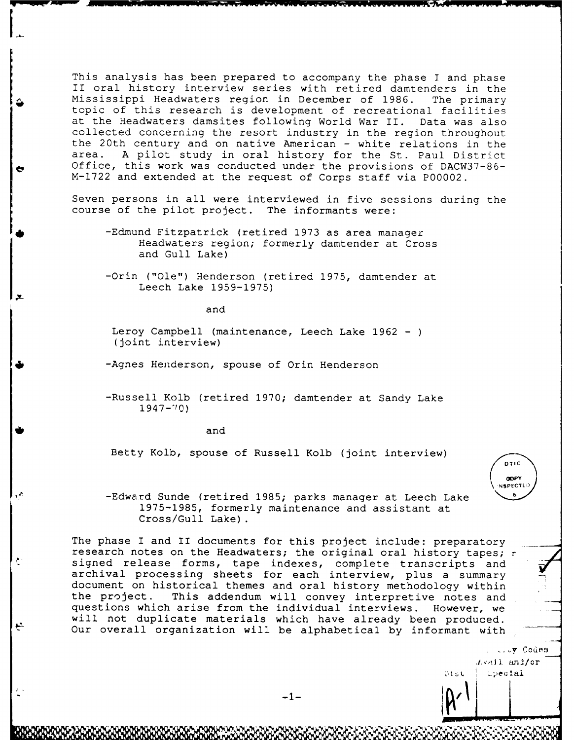This analysis has been prepared to accompany the phase I and phase II oral history interview series with retired damtenders in the Mississippi Headwaters region in December of 1986. The primary topic of this research is development of recreational facilities at the Headwaters damsites following World War II. Data was also collected concerning the resort industry in the region throughout the 20th century and on native American - white relations in the area. A pilot study in oral history for the St. Paul District Office, this work was conducted under the provisions of DACW37-86-M-1722 and extended at the request of Corps staff via P00002.

Seven persons in all were interviewed in five sessions during the course of the pilot project. The informants were:

- Edmund Fitzpatrick (retired 1973 as area manager Headwaters region; formerly damtender at Cross and Gull Lake)

- Orin ("Ole") Henderson (retired 1975, damtender at Leech Lake 1959-1975)

  and

  Leroy Campbell (maintenance, Leech Lake 1962 - ) (joint interview)

- Agnes Henderson, spouse of Orin Henderson

- Russell Kolb (retired 1970; damtender at Sandy Lake 1947-70)

  and

  Betty Kolb, spouse of Russell Kolb (joint interview)

- Edward Sunde (retired 1985; parks manager at Leech Lake 1975-1985, formerly maintenance and assistant at Cross/Gull Lake).

The phase I and II documents for this project include: preparatory research notes on the Headwaters; the original oral history tapes; signed release forms, tape indexes, complete transcripts and archival processing sheets for each interview, plus a summary document on historical themes and oral history methodology within the project. This addendum will convey interpretive notes and questions which arise from the individual interviews. However, we will not duplicate materials which have already been produced. Our overall organization will be alphabetical by informant with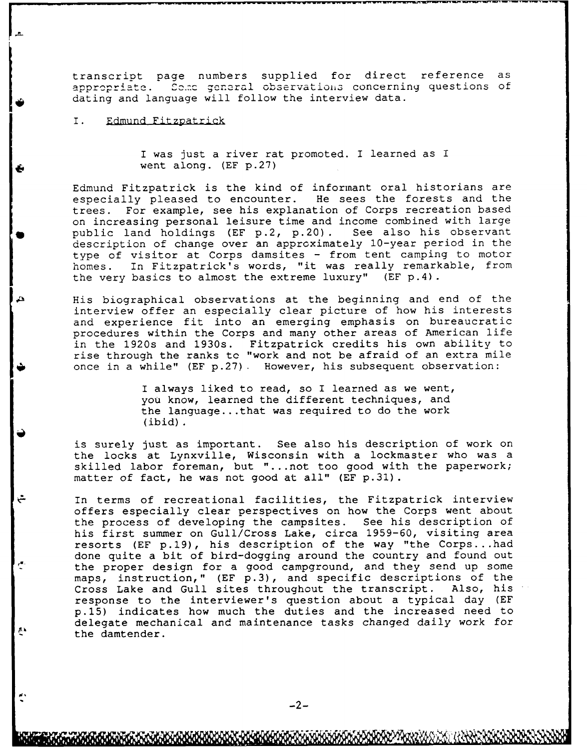transcript page numbers supplied for direct reference as appropriate. Some general observations concerning questions of dating and language will follow the interview data.

## I. Edmund Fitzpatrick

> I was just a river rat promoted. I learned as I went along. (EF p.27)

Edmund Fitzpatrick is the kind of informant oral historians are especially pleased to encounter. He sees the forests and the trees. For example, see his explanation of Corps recreation based on increasing personal leisure time and income combined with large public land holdings (EF p.2, p.20). See also his observant description of change over an approximately 10-year period in the type of visitor at Corps damsites - from tent camping to motor homes. In Fitzpatrick's words, "it was really remarkable, from the very basics to almost the extreme luxury" (EF p.4).

His biographical observations at the beginning and end of the interview offer an especially clear picture of how his interests and experience fit into an emerging emphasis on bureaucratic procedures within the Corps and many other areas of American life in the 1920s and 1930s. Fitzpatrick credits his own ability to rise through the ranks to "work and not be afraid of an extra mile once in a while" (EF p.27). However, his subsequent observation:

> I always liked to read, so I learned as we went, you know, learned the different techniques, and the language...that was required to do the work (ibid).

is surely just as important. See also his description of work on the locks at Lynxville, Wisconsin with a lockmaster who was a skilled labor foreman, but "...not too good with the paperwork; matter of fact, he was not good at all" (EF p.31).

In terms of recreational facilities, the Fitzpatrick interview offers especially clear perspectives on how the Corps went about the process of developing the campsites. See his description of his first summer on Gull/Cross Lake, circa 1959-60, visiting area resorts (EF p.19), his description of the way "the Corps...had done quite a bit of bird-dogging around the country and found out the proper design for a good campground, and they send up some maps, instruction," (EF p.3), and specific descriptions of the Cross Lake and Gull sites throughout the transcript. Also, his response to the interviewer's question about a typical day (EF p.15) indicates how much the duties and the increased need to delegate mechanical and maintenance tasks changed daily work for the damtender.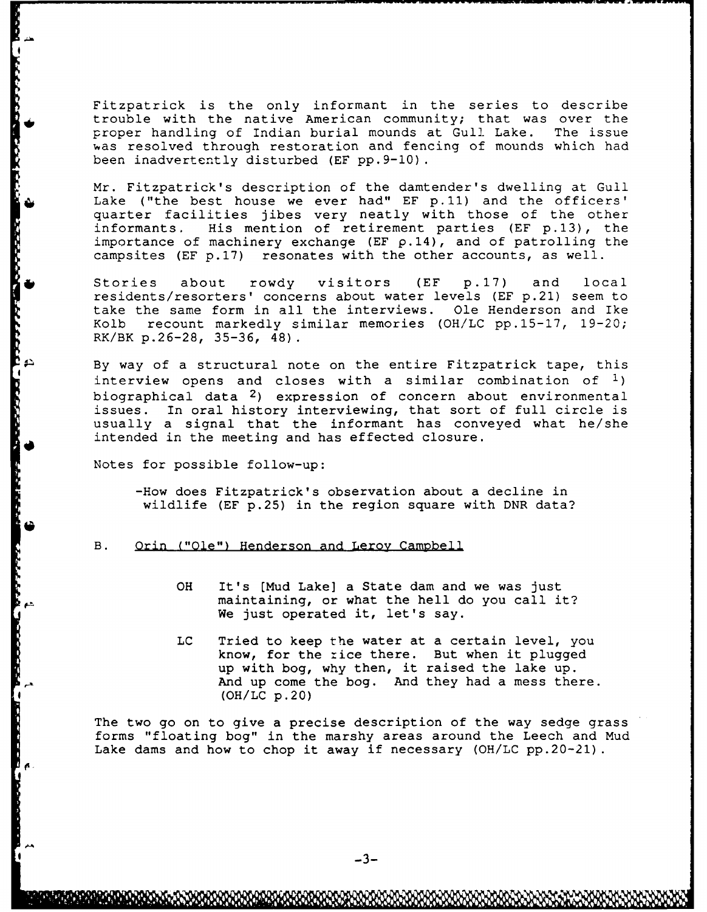Fitzpatrick is the only informant in the series to describe trouble with the native American community; that was over the proper handling of Indian burial mounds at Gull Lake. The issue was resolved through restoration and fencing of mounds which had been inadvertently disturbed (EF pp.9-10).

Mr. Fitzpatrick's description of the damtender's dwelling at Gull Lake ("the best house we ever had" EF p.11) and the officers' quarter facilities jibes very neatly with those of the other informants. His mention of retirement parties (EF p.13), the importance of machinery exchange (EF p.14), and of patrolling the campsites (EF p.17) resonates with the other accounts, as well.

Stories about rowdy visitors (EF p.17) and local residents/resorters' concerns about water levels (EF p.21) seem to take the same form in all the interviews. Ole Henderson and Ike Kolb recount markedly similar memories (OH/LC pp.15-17, 19-20; RK/BK p.26-28, 35-36, 48).

By way of a structural note on the entire Fitzpatrick tape, this interview opens and closes with a similar combination of 1) biographical data 2) expression of concern about environmental issues. In oral history interviewing, that sort of full circle is usually a signal that the informant has conveyed what he/she intended in the meeting and has effected closure.

Notes for possible follow-up:

- How does Fitzpatrick's observation about a decline in wildlife (EF p.25) in the region square with DNR data?

B. Orin ("Ole") Henderson and Leroy Campbell

> OH It's [Mud Lake] a State dam and we was just maintaining, or what the hell do you call it? We just operated it, let's say.
>
> LC Tried to keep the water at a certain level, you know, for the rice there. But when it plugged up with bog, why then, it raised the lake up. And up come the bog. And they had a mess there. (OH/LC p.20)

The two go on to give a precise description of the way sedge grass forms "floating bog" in the marshy areas around the Leech and Mud Lake dams and how to chop it away if necessary (OH/LC pp.20-21).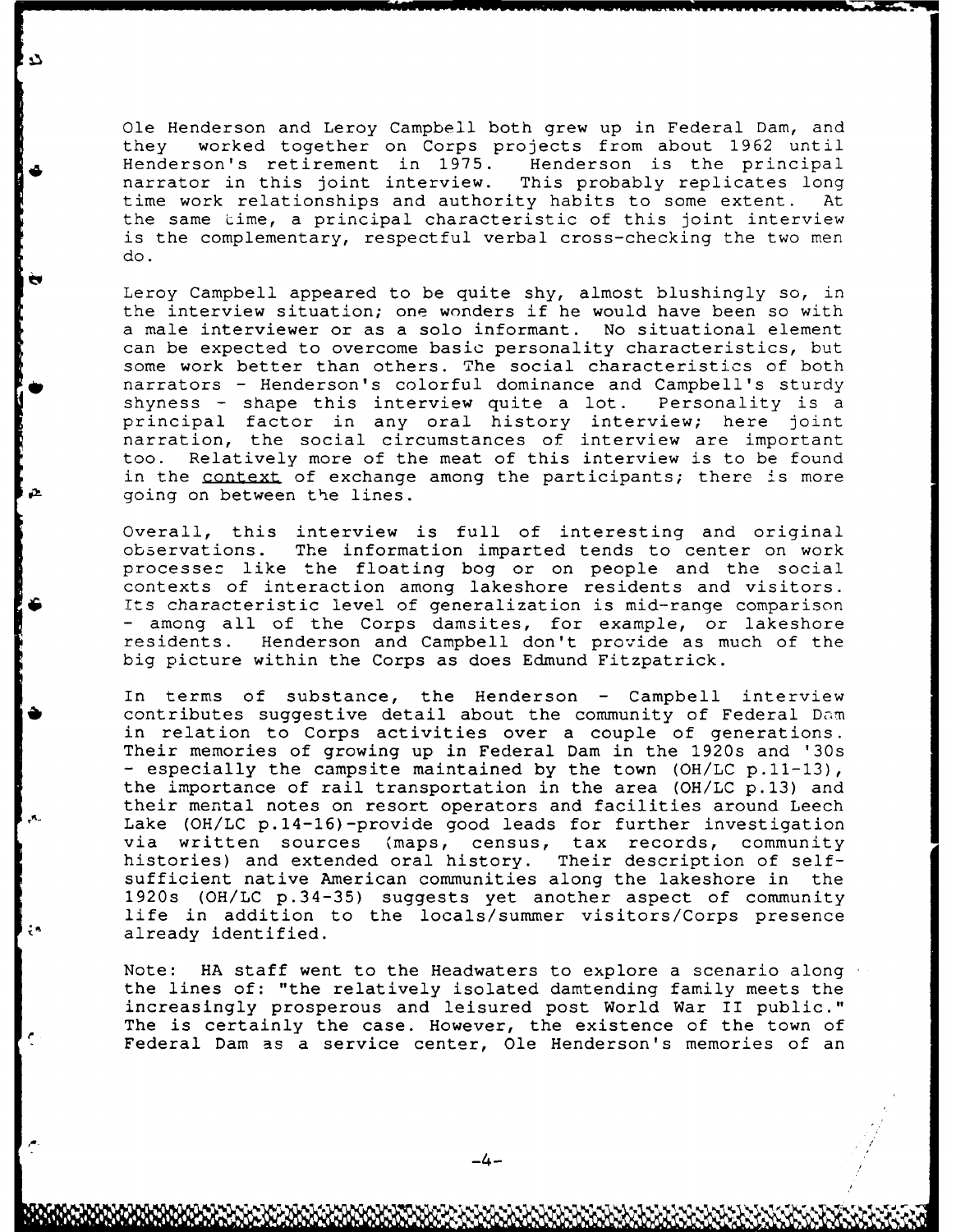Ole Henderson and Leroy Campbell both grew up in Federal Dam, and they worked together on Corps projects from about 1962 until Henderson's retirement in 1975. Henderson is the principal narrator in this joint interview. This probably replicates long time work relationships and authority habits to some extent. At the same time, a principal characteristic of this joint interview is the complementary, respectful verbal cross-checking the two men do.

Leroy Campbell appeared to be quite shy, almost blushingly so, in the interview situation; one wonders if he would have been so with a male interviewer or as a solo informant. No situational element can be expected to overcome basic personality characteristics, but some work better than others. The social characteristics of both narrators - Henderson's colorful dominance and Campbell's sturdy shyness - shape this interview quite a lot. Personality is a principal factor in any oral history interview; here joint narration, the social circumstances of interview are important too. Relatively more of the meat of this interview is to be found in the context of exchange among the participants; there is more going on between the lines.

Overall, this interview is full of interesting and original observations. The information imparted tends to center on work processes like the floating bog or on people and the social contexts of interaction among lakeshore residents and visitors. Its characteristic level of generalization is mid-range comparison - among all of the Corps damsites, for example, or lakeshore residents. Henderson and Campbell don't provide as much of the big picture within the Corps as does Edmund Fitzpatrick.

In terms of substance, the Henderson - Campbell interview contributes suggestive detail about the community of Federal Dam in relation to Corps activities over a couple of generations. Their memories of growing up in Federal Dam in the 1920s and '30s - especially the campsite maintained by the town (OH/LC p.11-13), the importance of rail transportation in the area (OH/LC p.13) and their mental notes on resort operators and facilities around Leech Lake (OH/LC p.14-16)-provide good leads for further investigation via written sources (maps, census, tax records, community histories) and extended oral history. Their description of self-sufficient native American communities along the lakeshore in the 1920s (OH/LC p.34-35) suggests yet another aspect of community life in addition to the locals/summer visitors/Corps presence already identified.

Note: HA staff went to the Headwaters to explore a scenario along the lines of: "the relatively isolated damtending family meets the increasingly prosperous and leisured post World War II public." The is certainly the case. However, the existence of the town of Federal Dam as a service center, Ole Henderson's memories of an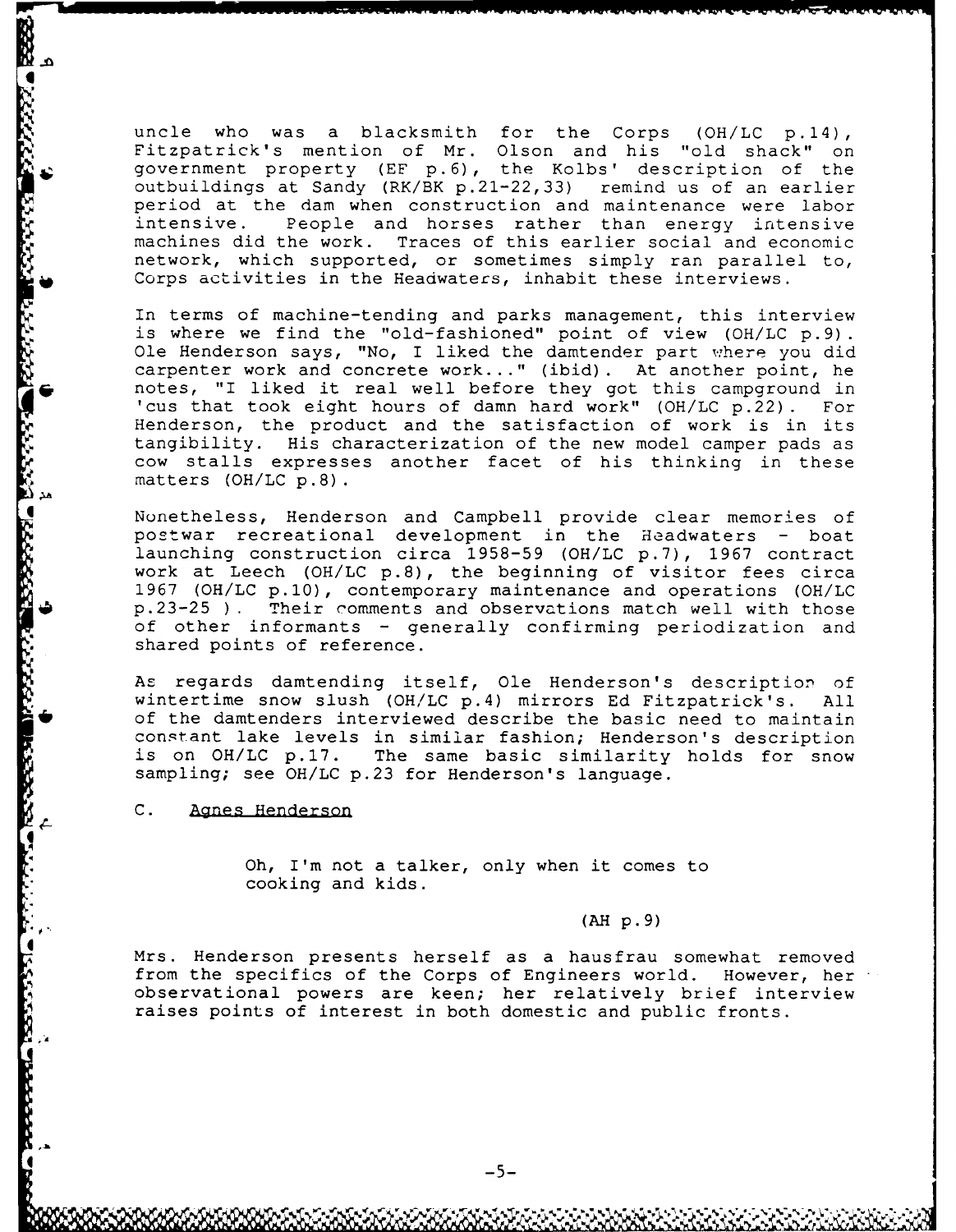uncle who was a blacksmith for the Corps (OH/LC p.14), Fitzpatrick's mention of Mr. Olson and his "old shack" on government property (EF p.6), the Kolbs' description of the outbuildings at Sandy (RK/BK p.21-22,33) remind us of an earlier period at the dam when construction and maintenance were labor intensive. People and horses rather than energy intensive machines did the work. Traces of this earlier social and economic network, which supported, or sometimes simply ran parallel to, Corps activities in the Headwaters, inhabit these interviews.

In terms of machine-tending and parks management, this interview is where we find the "old-fashioned" point of view (OH/LC p.9). Ole Henderson says, "No, I liked the damtender part where you did carpenter work and concrete work..." (ibid). At another point, he notes, "I liked it real well before they got this campground in 'cus that took eight hours of damn hard work" (OH/LC p.22). For Henderson, the product and the satisfaction of work is in its tangibility. His characterization of the new model camper pads as cow stalls expresses another facet of his thinking in these matters (OH/LC p.8).

Nonetheless, Henderson and Campbell provide clear memories of postwar recreational development in the Headwaters - boat launching construction circa 1958-59 (OH/LC p.7), 1967 contract work at Leech (OH/LC p.8), the beginning of visitor fees circa 1967 (OH/LC p.10), contemporary maintenance and operations (OH/LC p.23-25 ). Their comments and observations match well with those of other informants - generally confirming periodization and shared points of reference.

As regards damtending itself, Ole Henderson's description of wintertime snow slush (OH/LC p.4) mirrors Ed Fitzpatrick's. All of the damtenders interviewed describe the basic need to maintain constant lake levels in similar fashion; Henderson's description is on OH/LC p.17. The same basic similarity holds for snow sampling; see OH/LC p.23 for Henderson's language.

C. Agnes Henderson

> Oh, I'm not a talker, only when it comes to cooking and kids.
>
> (AH p.9)

Mrs. Henderson presents herself as a hausfrau somewhat removed from the specifics of the Corps of Engineers world. However, her observational powers are keen; her relatively brief interview raises points of interest in both domestic and public fronts.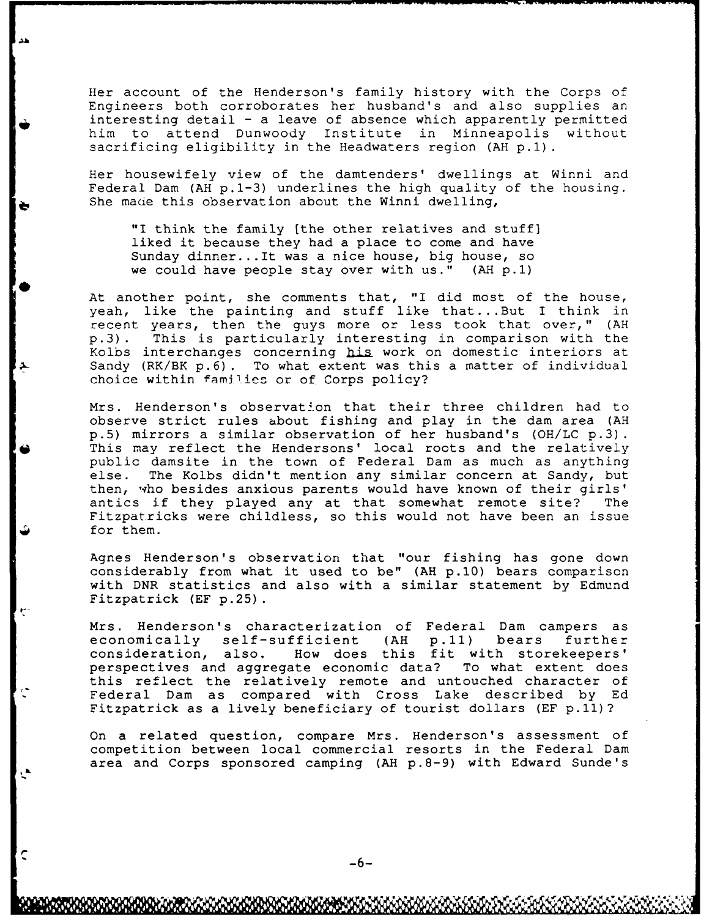Her account of the Henderson's family history with the Corps of Engineers both corroborates her husband's and also supplies an interesting detail - a leave of absence which apparently permitted him to attend Dunwoody Institute in Minneapolis without sacrificing eligibility in the Headwaters region (AH p.1).

Her housewifely view of the damtenders' dwellings at Winni and Federal Dam (AH p.1-3) underlines the high quality of the housing. She made this observation about the Winni dwelling,

> "I think the family [the other relatives and stuff] liked it because they had a place to come and have Sunday dinner...It was a nice house, big house, so we could have people stay over with us." (AH p.1)

At another point, she comments that, "I did most of the house, yeah, like the painting and stuff like that...But I think in recent years, then the guys more or less took that over," (AH p.3). This is particularly interesting in comparison with the Kolbs interchanges concerning <u>his</u> work on domestic interiors at Sandy (RK/BK p.6). To what extent was this a matter of individual choice within families or of Corps policy?

Mrs. Henderson's observation that their three children had to observe strict rules about fishing and play in the dam area (AH p.5) mirrors a similar observation of her husband's (OH/LC p.3). This may reflect the Hendersons' local roots and the relatively public damsite in the town of Federal Dam as much as anything else. The Kolbs didn't mention any similar concern at Sandy, but then, who besides anxious parents would have known of their girls' antics if they played any at that somewhat remote site? The Fitzpatricks were childless, so this would not have been an issue for them.

Agnes Henderson's observation that "our fishing has gone down considerably from what it used to be" (AH p.10) bears comparison with DNR statistics and also with a similar statement by Edmund Fitzpatrick (EF p.25).

Mrs. Henderson's characterization of Federal Dam campers as economically self-sufficient (AH p.11) bears further consideration, also. How does this fit with storekeepers' perspectives and aggregate economic data? To what extent does this reflect the relatively remote and untouched character of Federal Dam as compared with Cross Lake described by Ed Fitzpatrick as a lively beneficiary of tourist dollars (EF p.11)?

On a related question, compare Mrs. Henderson's assessment of competition between local commercial resorts in the Federal Dam area and Corps sponsored camping (AH p.8-9) with Edward Sunde's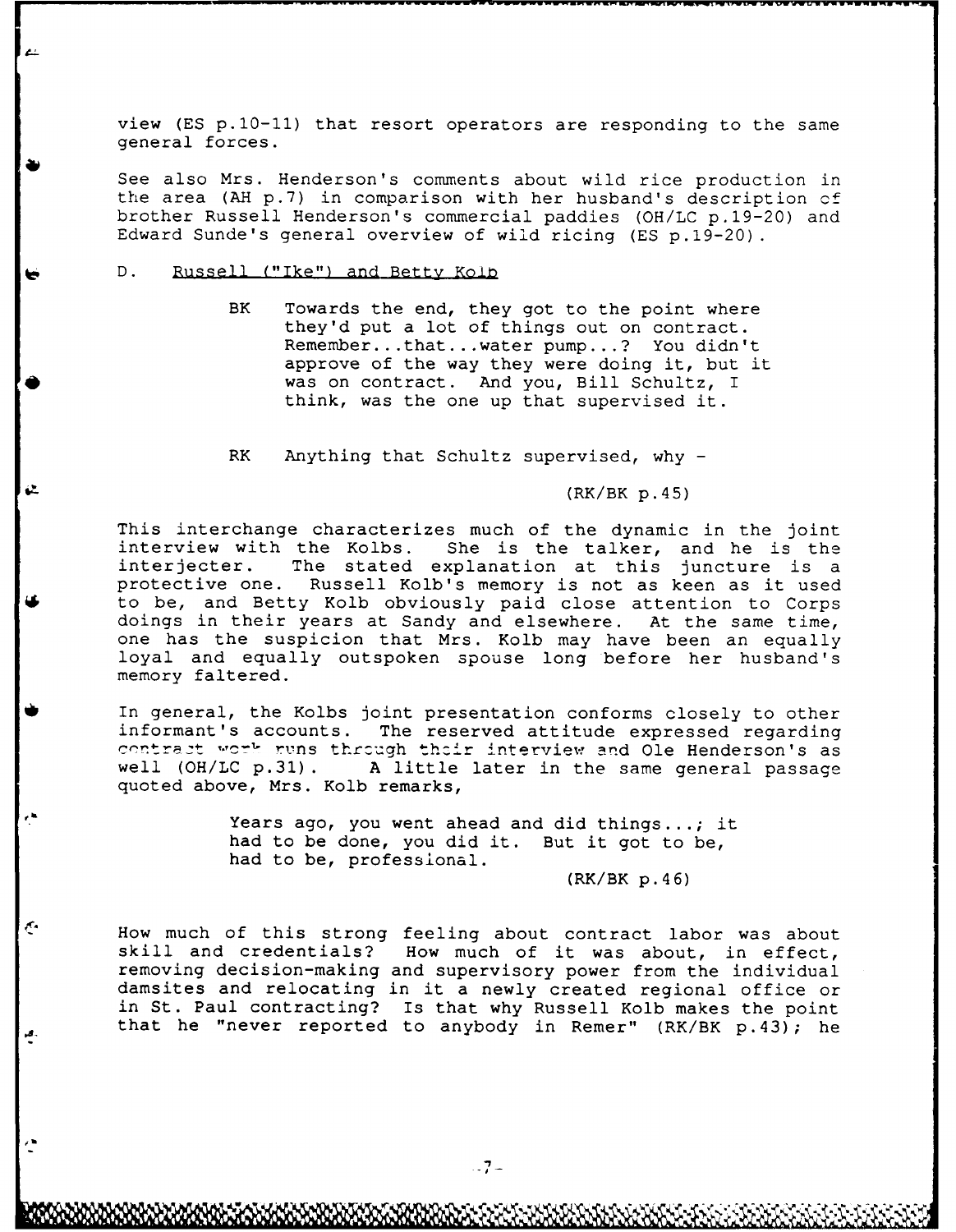view (ES p.10-11) that resort operators are responding to the same general forces.

See also Mrs. Henderson's comments about wild rice production in the area (AH p.7) in comparison with her husband's description of brother Russell Henderson's commercial paddies (OH/LC p.19-20) and Edward Sunde's general overview of wild ricing (ES p.19-20).

D. <u>Russell ("Ike") and Betty Kolb</u>

> BK Towards the end, they got to the point where they'd put a lot of things out on contract. Remember...that...water pump...? You didn't approve of the way they were doing it, but it was on contract. And you, Bill Schultz, I think, was the one up that supervised it.
>
> RK Anything that Schultz supervised, why -
>
> (RK/BK p.45)

This interchange characterizes much of the dynamic in the joint interview with the Kolbs. She is the talker, and he is the interjecter. The stated explanation at this juncture is a protective one. Russell Kolb's memory is not as keen as it used to be, and Betty Kolb obviously paid close attention to Corps doings in their years at Sandy and elsewhere. At the same time, one has the suspicion that Mrs. Kolb may have been an equally loyal and equally outspoken spouse long before her husband's memory faltered.

In general, the Kolbs joint presentation conforms closely to other informant's accounts. The reserved attitude expressed regarding contract work runs through their interview and Ole Henderson's as well (OH/LC p.31). A little later in the same general passage quoted above, Mrs. Kolb remarks,

> Years ago, you went ahead and did things...; it had to be done, you did it. But it got to be, had to be, professional.
>
> (RK/BK p.46)

How much of this strong feeling about contract labor was about skill and credentials? How much of it was about, in effect, removing decision-making and supervisory power from the individual damsites and relocating in it a newly created regional office or in St. Paul contracting? Is that why Russell Kolb makes the point that he "never reported to anybody in Remer" (RK/BK p.43); he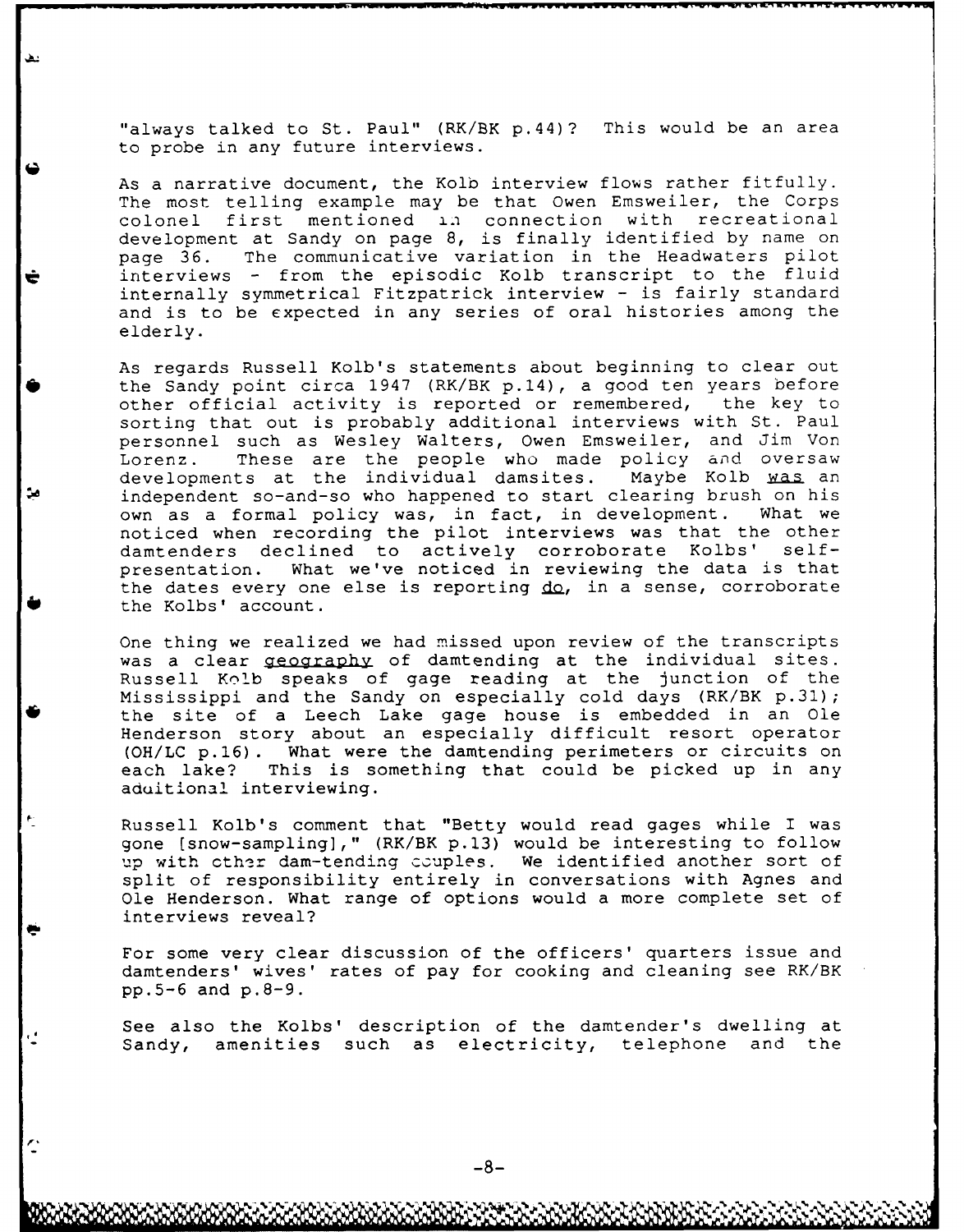"always talked to St. Paul" (RK/BK p.44)? This would be an area to probe in any future interviews.

As a narrative document, the Kolb interview flows rather fitfully. The most telling example may be that Owen Emsweiler, the Corps colonel first mentioned in connection with recreational development at Sandy on page 8, is finally identified by name on page 36. The communicative variation in the Headwaters pilot interviews - from the episodic Kolb transcript to the fluid internally symmetrical Fitzpatrick interview - is fairly standard and is to be expected in any series of oral histories among the elderly.

As regards Russell Kolb's statements about beginning to clear out the Sandy point circa 1947 (RK/BK p.14), a good ten years before other official activity is reported or remembered, the key to sorting that out is probably additional interviews with St. Paul personnel such as Wesley Walters, Owen Emsweiler, and Jim Von Lorenz. These are the people who made policy and oversaw developments at the individual damsites. Maybe Kolb was an independent so-and-so who happened to start clearing brush on his own as a formal policy was, in fact, in development. What we noticed when recording the pilot interviews was that the other damtenders declined to actively corroborate Kolbs' self-presentation. What we've noticed in reviewing the data is that the dates every one else is reporting do, in a sense, corroborate the Kolbs' account.

One thing we realized we had missed upon review of the transcripts was a clear geography of damtending at the individual sites. Russell Kolb speaks of gage reading at the junction of the Mississippi and the Sandy on especially cold days (RK/BK p.31); the site of a Leech Lake gage house is embedded in an Ole Henderson story about an especially difficult resort operator (OH/LC p.16). What were the damtending perimeters or circuits on each lake? This is something that could be picked up in any additional interviewing.

Russell Kolb's comment that "Betty would read gages while I was gone [snow-sampling]," (RK/BK p.13) would be interesting to follow up with other dam-tending couples. We identified another sort of split of responsibility entirely in conversations with Agnes and Ole Henderson. What range of options would a more complete set of interviews reveal?

For some very clear discussion of the officers' quarters issue and damtenders' wives' rates of pay for cooking and cleaning see RK/BK pp.5-6 and p.8-9.

See also the Kolbs' description of the damtender's dwelling at Sandy, amenities such as electricity, telephone and the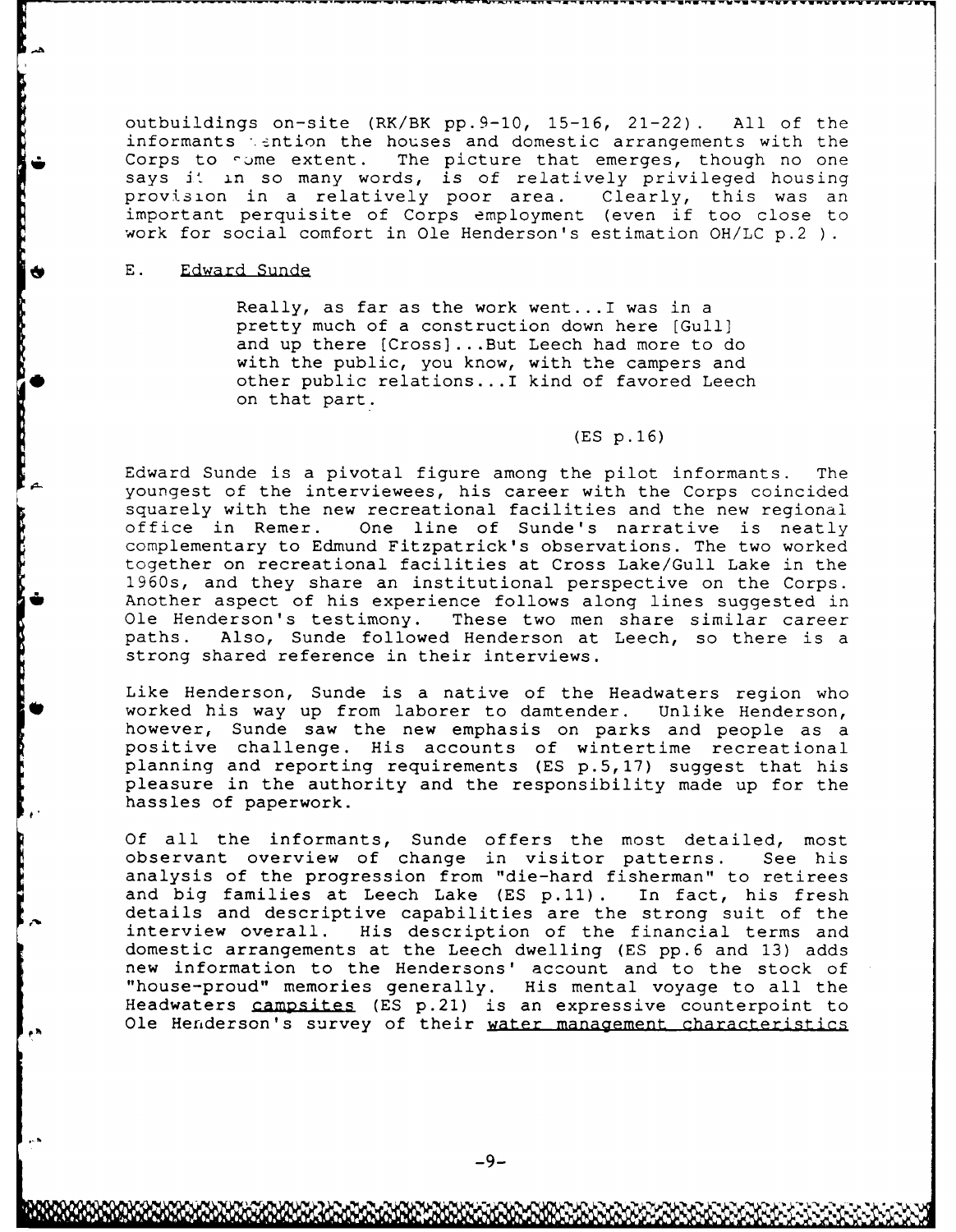outbuildings on-site (RK/BK pp.9-10, 15-16, 21-22). All of the informants mention the houses and domestic arrangements with the Corps to some extent. The picture that emerges, though no one says it in so many words, is of relatively privileged housing provision in a relatively poor area. Clearly, this was an important perquisite of Corps employment (even if too close to work for social comfort in Ole Henderson's estimation OH/LC p.2 ).

### E. Edward Sunde

> Really, as far as the work went...I was in a pretty much of a construction down here [Gull] and up there [Cross]...But Leech had more to do with the public, you know, with the campers and other public relations...I kind of favored Leech on that part.
>
> (ES p.16)

Edward Sunde is a pivotal figure among the pilot informants. The youngest of the interviewees, his career with the Corps coincided squarely with the new recreational facilities and the new regional office in Remer. One line of Sunde's narrative is neatly complementary to Edmund Fitzpatrick's observations. The two worked together on recreational facilities at Cross Lake/Gull Lake in the 1960s, and they share an institutional perspective on the Corps. Another aspect of his experience follows along lines suggested in Ole Henderson's testimony. These two men share similar career paths. Also, Sunde followed Henderson at Leech, so there is a strong shared reference in their interviews.

Like Henderson, Sunde is a native of the Headwaters region who worked his way up from laborer to damtender. Unlike Henderson, however, Sunde saw the new emphasis on parks and people as a positive challenge. His accounts of wintertime recreational planning and reporting requirements (ES p.5,17) suggest that his pleasure in the authority and the responsibility made up for the hassles of paperwork.

Of all the informants, Sunde offers the most detailed, most observant overview of change in visitor patterns. See his analysis of the progression from "die-hard fisherman" to retirees and big families at Leech Lake (ES p.11). In fact, his fresh details and descriptive capabilities are the strong suit of the interview overall. His description of the financial terms and domestic arrangements at the Leech dwelling (ES pp.6 and 13) adds new information to the Hendersons' account and to the stock of "house-proud" memories generally. His mental voyage to all the Headwaters campsites (ES p.21) is an expressive counterpoint to Ole Henderson's survey of their water management characteristics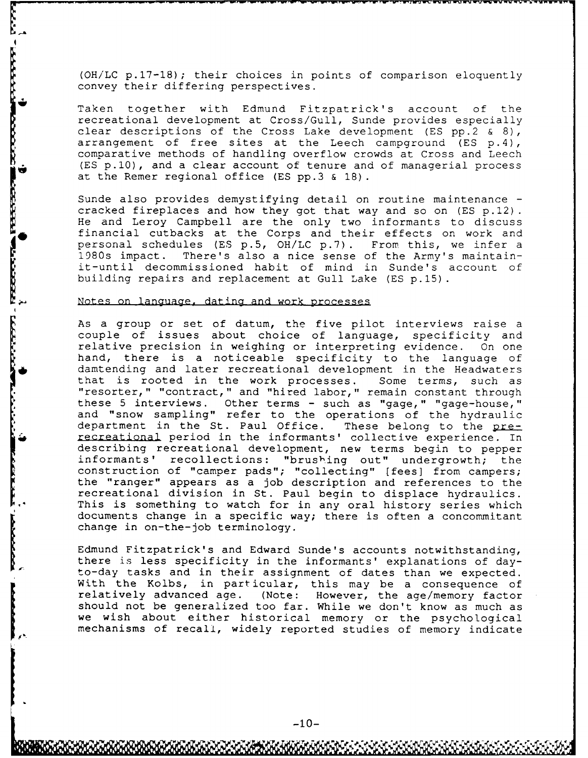(OH/LC p.17-18); their choices in points of comparison eloquently convey their differing perspectives.

Taken together with Edmund Fitzpatrick's account of the recreational development at Cross/Gull, Sunde provides especially clear descriptions of the Cross Lake development (ES pp.2 & 8), arrangement of free sites at the Leech campground (ES p.4), comparative methods of handling overflow crowds at Cross and Leech (ES p.10), and a clear account of tenure and of managerial process at the Remer regional office (ES pp.3 & 18).

Sunde also provides demystifying detail on routine maintenance - cracked fireplaces and how they got that way and so on (ES p.12). He and Leroy Campbell are the only two informants to discuss financial cutbacks at the Corps and their effects on work and personal schedules (ES p.5, OH/LC p.7). From this, we infer a 1980s impact. There's also a nice sense of the Army's maintain-it-until decommissioned habit of mind in Sunde's account of building repairs and replacement at Gull Lake (ES p.15).

<u>Notes on language, dating and work processes</u>

As a group or set of datum, the five pilot interviews raise a couple of issues about choice of language, specificity and relative precision in weighing or interpreting evidence. On one hand, there is a noticeable specificity to the language of damtending and later recreational development in the Headwaters that is rooted in the work processes. Some terms, such as "resorter," "contract," and "hired labor," remain constant through these 5 interviews. Other terms - such as "gage," "gage-house," and "snow sampling" refer to the operations of the hydraulic department in the St. Paul Office. These belong to the <u>pre-recreational</u> period in the informants' collective experience. In describing recreational development, new terms begin to pepper informants' recollections: "brushing out" undergrowth; the construction of "camper pads"; "collecting" [fees] from campers; the "ranger" appears as a job description and references to the recreational division in St. Paul begin to displace hydraulics. This is something to watch for in any oral history series which documents change in a specific way; there is often a concommitant change in on-the-job terminology.

Edmund Fitzpatrick's and Edward Sunde's accounts notwithstanding, there is less specificity in the informants' explanations of day-to-day tasks and in their assignment of dates than we expected. With the Kolbs, in particular, this may be a consequence of relatively advanced age. (Note: However, the age/memory factor should not be generalized too far. While we don't know as much as we wish about either historical memory or the psychological mechanisms of recall, widely reported studies of memory indicate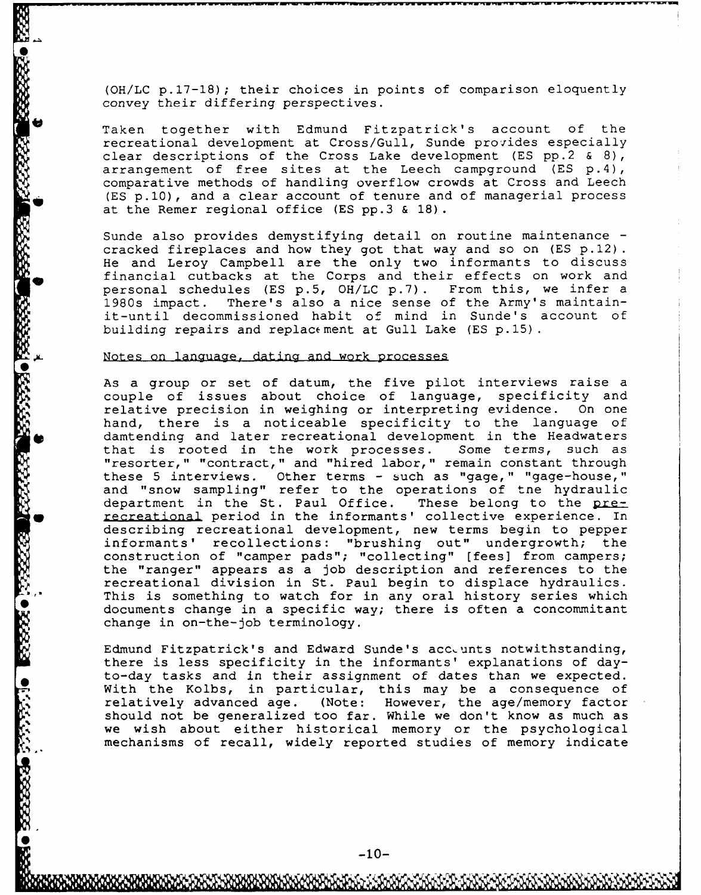(OH/LC p.17-18); their choices in points of comparison eloquently convey their differing perspectives.

Taken together with Edmund Fitzpatrick's account of the recreational development at Cross/Gull, Sunde provides especially clear descriptions of the Cross Lake development (ES pp.2 & 8), arrangement of free sites at the Leech campground (ES p.4), comparative methods of handling overflow crowds at Cross and Leech (ES p.10), and a clear account of tenure and of managerial process at the Remer regional office (ES pp.3 & 18).

Sunde also provides demystifying detail on routine maintenance - cracked fireplaces and how they got that way and so on (ES p.12). He and Leroy Campbell are the only two informants to discuss financial cutbacks at the Corps and their effects on work and personal schedules (ES p.5, OH/LC p.7). From this, we infer a 1980s impact. There's also a nice sense of the Army's maintain-it-until decommissioned habit of mind in Sunde's account of building repairs and replacement at Gull Lake (ES p.15).

<u>Notes on language, dating and work processes</u>

As a group or set of datum, the five pilot interviews raise a couple of issues about choice of language, specificity and relative precision in weighing or interpreting evidence. On one hand, there is a noticeable specificity to the language of damtending and later recreational development in the Headwaters that is rooted in the work processes. Some terms, such as "resorter," "contract," and "hired labor," remain constant through these 5 interviews. Other terms - such as "gage," "gage-house," and "snow sampling" refer to the operations of the hydraulic department in the St. Paul Office. These belong to the <u>pre-recreational</u> period in the informants' collective experience. In describing recreational development, new terms begin to pepper informants' recollections: "brushing out" undergrowth; the construction of "camper pads"; "collecting" [fees] from campers; the "ranger" appears as a job description and references to the recreational division in St. Paul begin to displace hydraulics. This is something to watch for in any oral history series which documents change in a specific way; there is often a concommitant change in on-the-job terminology.

Edmund Fitzpatrick's and Edward Sunde's accounts notwithstanding, there is less specificity in the informants' explanations of day-to-day tasks and in their assignment of dates than we expected. With the Kolbs, in particular, this may be a consequence of relatively advanced age. (Note: However, the age/memory factor should not be generalized too far. While we don't know as much as we wish about either historical memory or the psychological mechanisms of recall, widely reported studies of memory indicate